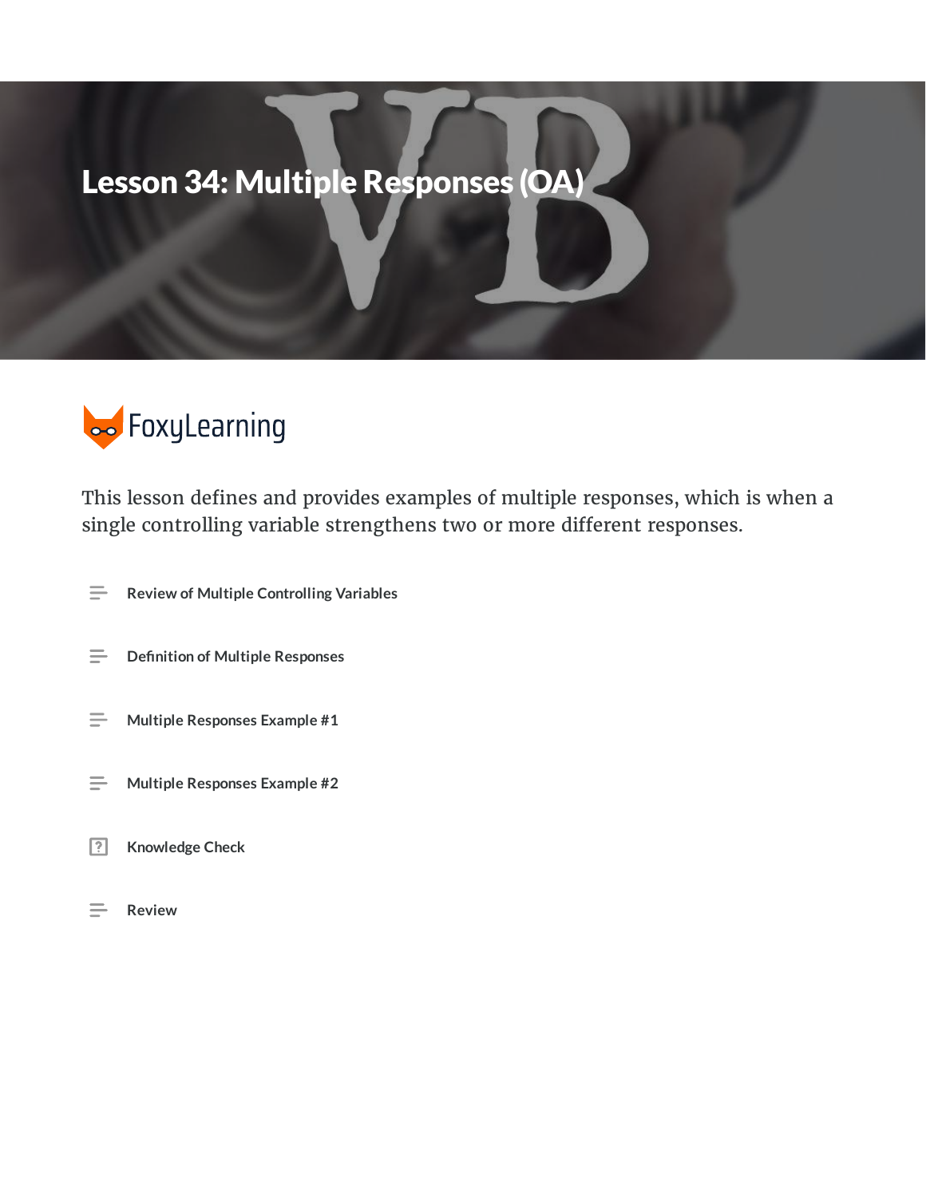# Lesson 34: Multiple Responses (OA)

FoxyLearning

This lesson defines and provides examples of multiple responses, which is when a single controlling variable strengthens two or more different responses.

- Review of Multiple Controlling Variables
- Definition of Multiple Responses
- Multiple Responses Example #1
- Multiple Responses Example #2
- Knowledge Check
- Review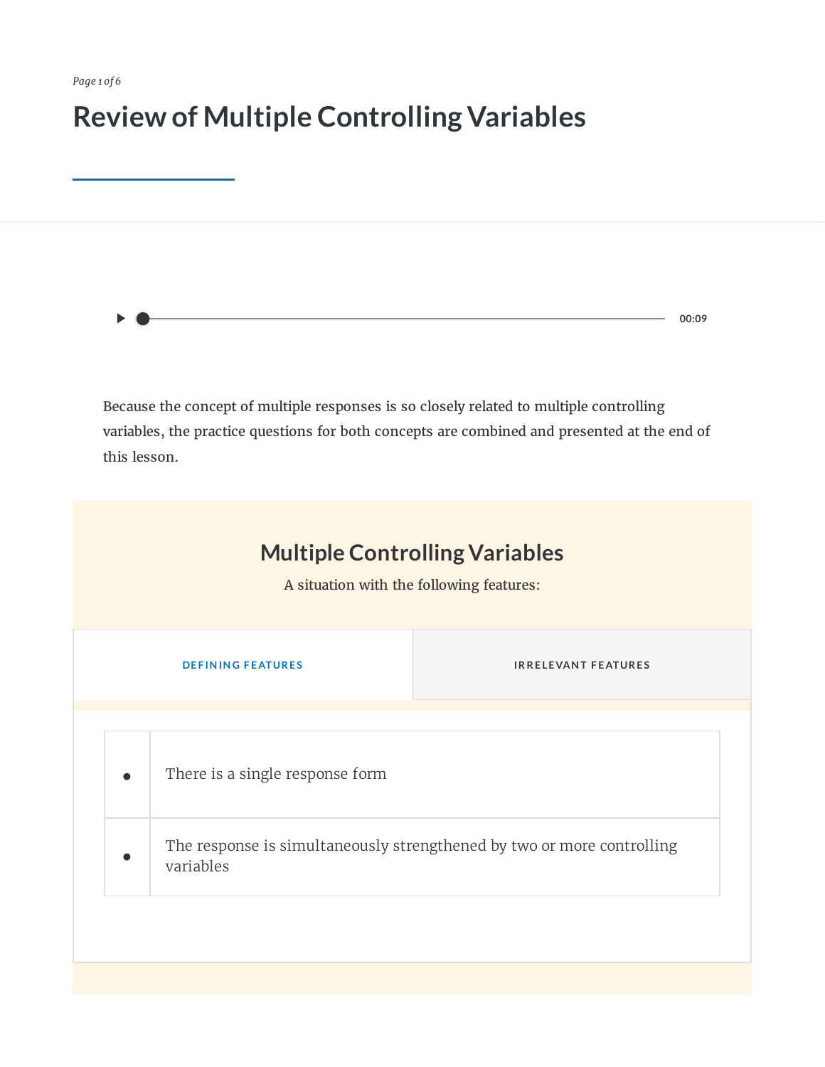# Review of Multiple Controlling Variables

00:09

Because the concept of multiple responses is so closely related to multiple controlling variables, the practice questions for both concepts are combined and presented at the end of this lesson.

## Multiple Controlling Variables

A situation with the following features:

DEFINING FEATURES | IRRELEVANT FEATURES

- There is a single response form
- The response is simultaneously strengthened by two or more controlling variables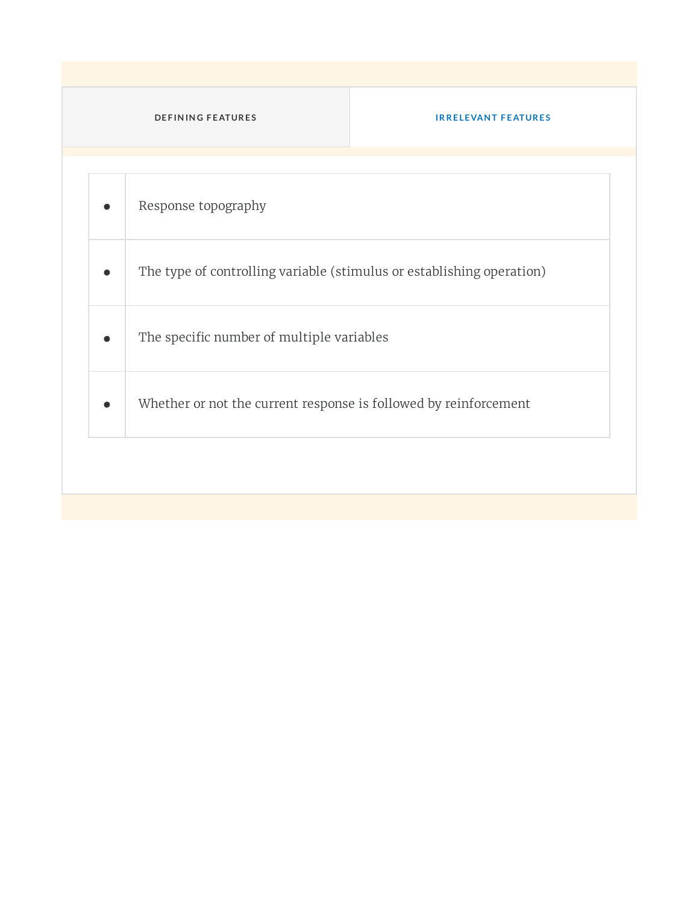| DEFINING FEATURES | IRRELEVANT FEATURES |
| --- | --- |

| | |
| --- | --- |
| • | Response topography |
| • | The type of controlling variable (stimulus or establishing operation) |
| • | The specific number of multiple variables |
| • | Whether or not the current response is followed by reinforcement |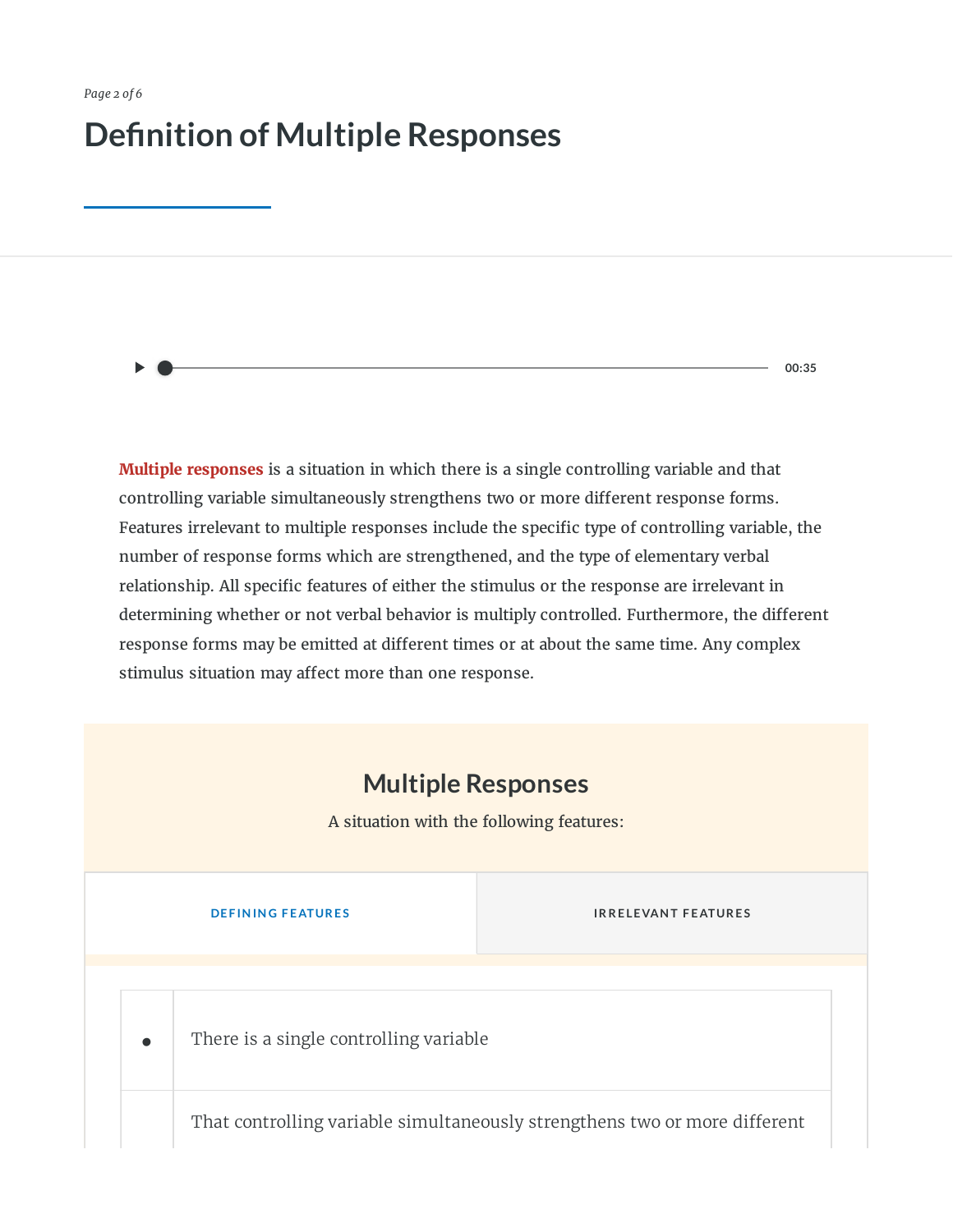# Definition of Multiple Responses

00:35

**Multiple responses** is a situation in which there is a single controlling variable and that controlling variable simultaneously strengthens two or more different response forms. Features irrelevant to multiple responses include the specific type of controlling variable, the number of response forms which are strengthened, and the type of elementary verbal relationship. All specific features of either the stimulus or the response are irrelevant in determining whether or not verbal behavior is multiply controlled. Furthermore, the different response forms may be emitted at different times or at about the same time. Any complex stimulus situation may affect more than one response.

## Multiple Responses

A situation with the following features:

| DEFINING FEATURES | IRRELEVANT FEATURES |
| --- | --- |

- There is a single controlling variable
- That controlling variable simultaneously strengthens two or more different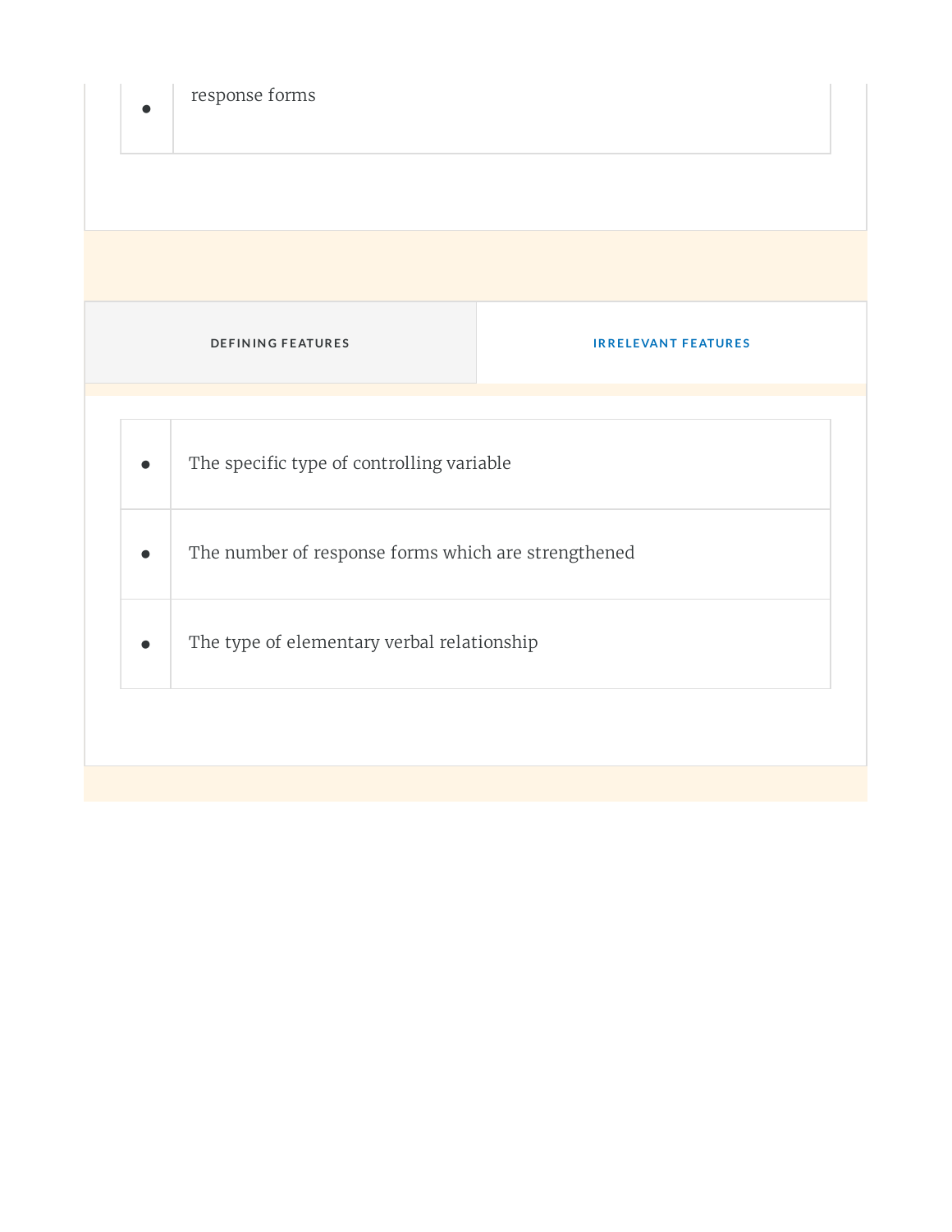- response forms

| DEFINING FEATURES | IRRELEVANT FEATURES |
| --- | --- |

- The specific type of controlling variable
- The number of response forms which are strengthened
- The type of elementary verbal relationship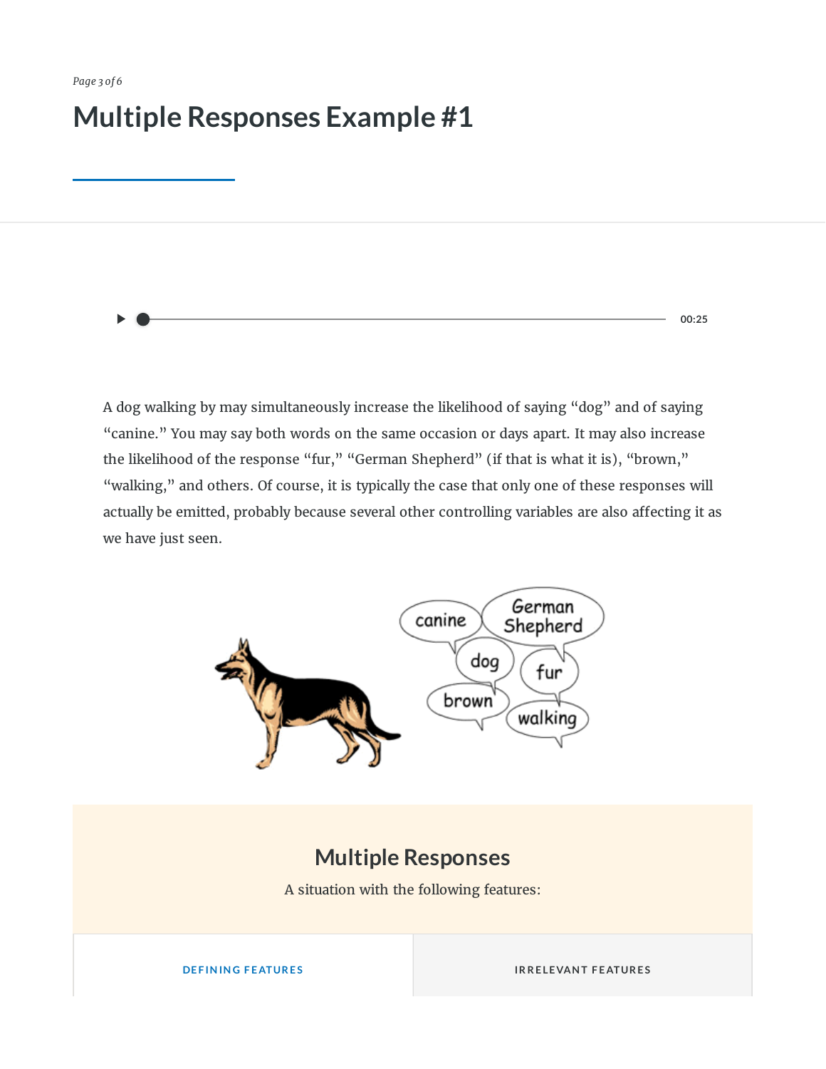# Multiple Responses Example #1

00:25

A dog walking by may simultaneously increase the likelihood of saying "dog" and of saying "canine." You may say both words on the same occasion or days apart. It may also increase the likelihood of the response "fur," "German Shepherd" (if that is what it is), "brown," "walking," and others. Of course, it is typically the case that only one of these responses will actually be emitted, probably because several other controlling variables are also affecting it as we have just seen.

## Multiple Responses

A situation with the following features:

| DEFINING FEATURES | IRRELEVANT FEATURES |
| --- | --- |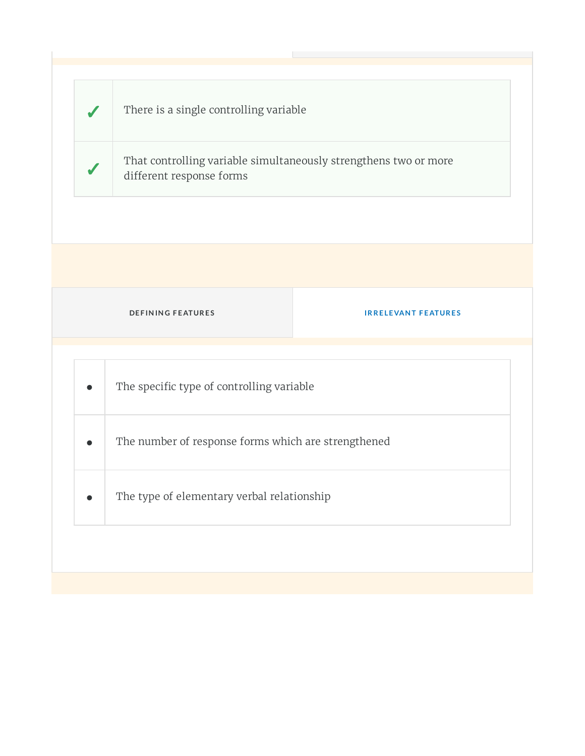| | |
|---|---|
| ✓ | There is a single controlling variable |
| ✓ | That controlling variable simultaneously strengthens two or more different response forms |

| DEFINING FEATURES | IRRELEVANT FEATURES |
|---|---|

| | |
|---|---|
| • | The specific type of controlling variable |
| • | The number of response forms which are strengthened |
| • | The type of elementary verbal relationship |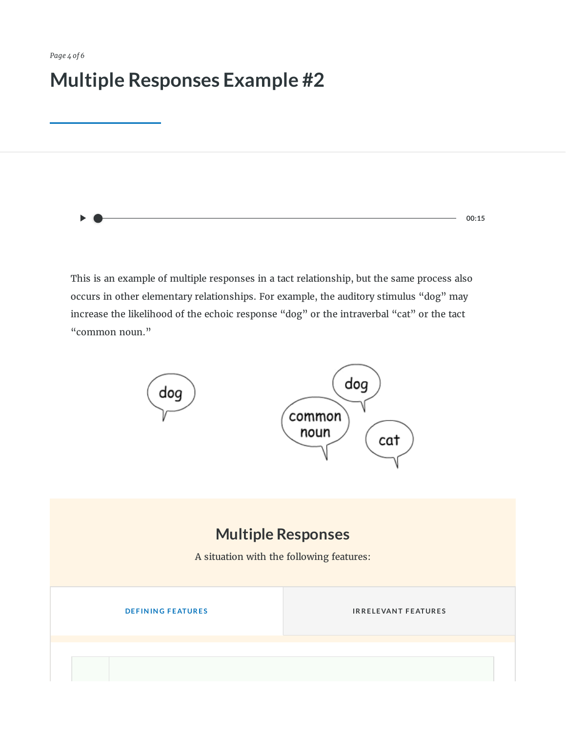# Multiple Responses Example #2

This is an example of multiple responses in a tact relationship, but the same process also occurs in other elementary relationships. For example, the auditory stimulus "dog" may increase the likelihood of the echoic response "dog" or the intraverbal "cat" or the tact "common noun."

## Multiple Responses

A situation with the following features:

| DEFINING FEATURES | IRRELEVANT FEATURES |
| --- | --- |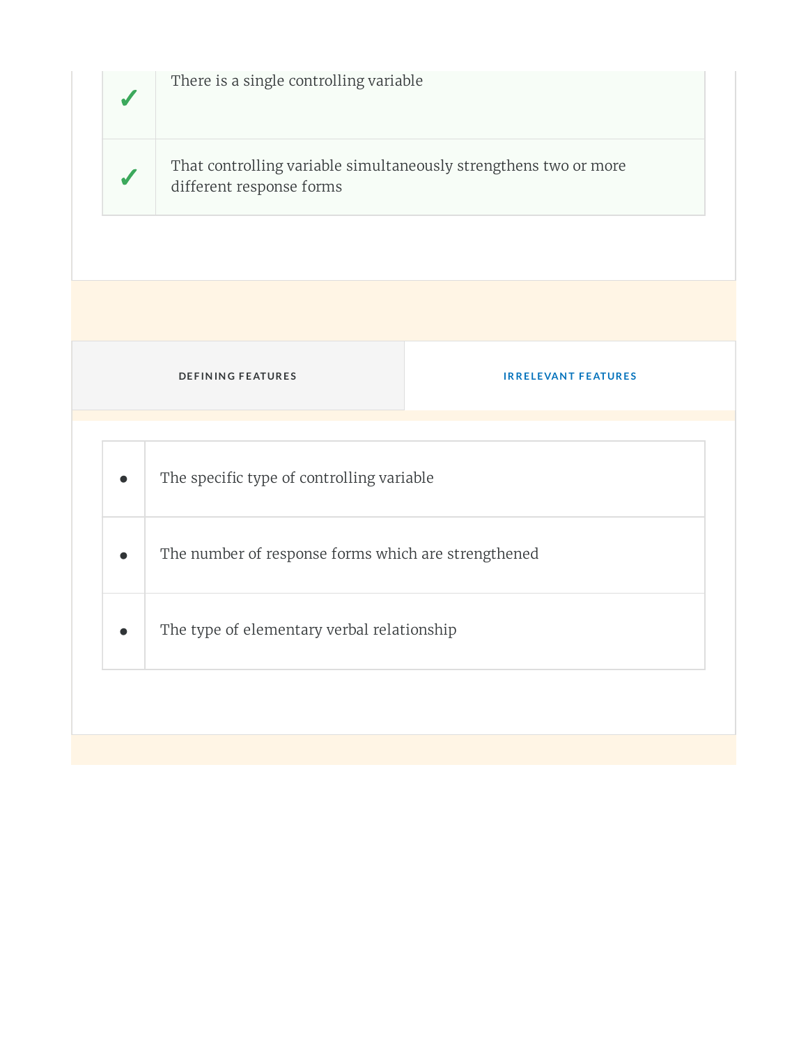| | |
|---|---|
| ✓ | There is a single controlling variable |
| ✓ | That controlling variable simultaneously strengthens two or more different response forms |

| DEFINING FEATURES | IRRELEVANT FEATURES |
|---|---|

| | |
|---|---|
| • | The specific type of controlling variable |
| • | The number of response forms which are strengthened |
| • | The type of elementary verbal relationship |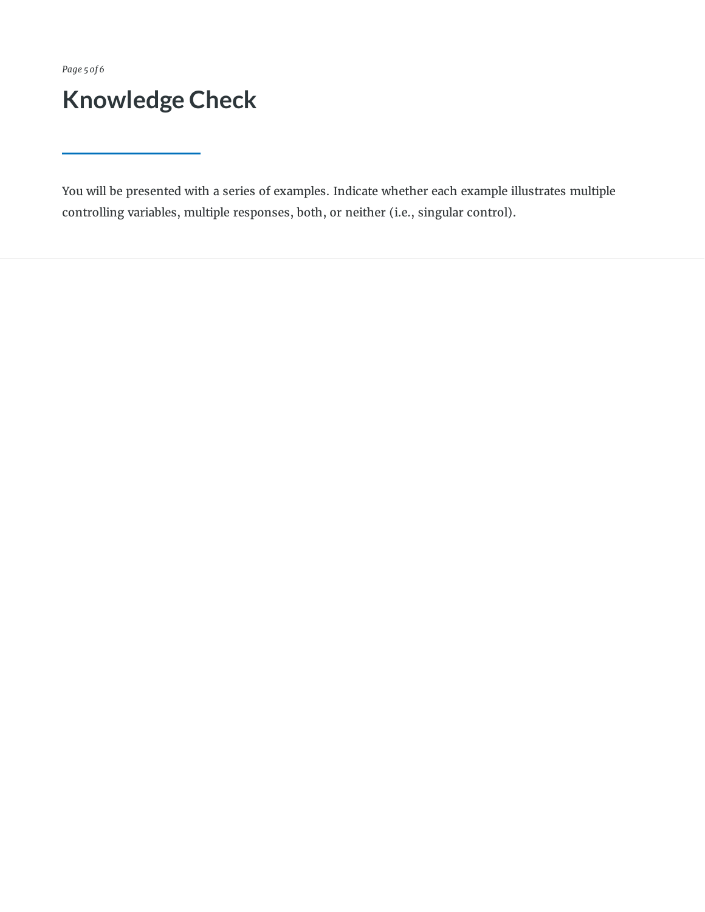# Knowledge Check

You will be presented with a series of examples. Indicate whether each example illustrates multiple controlling variables, multiple responses, both, or neither (i.e., singular control).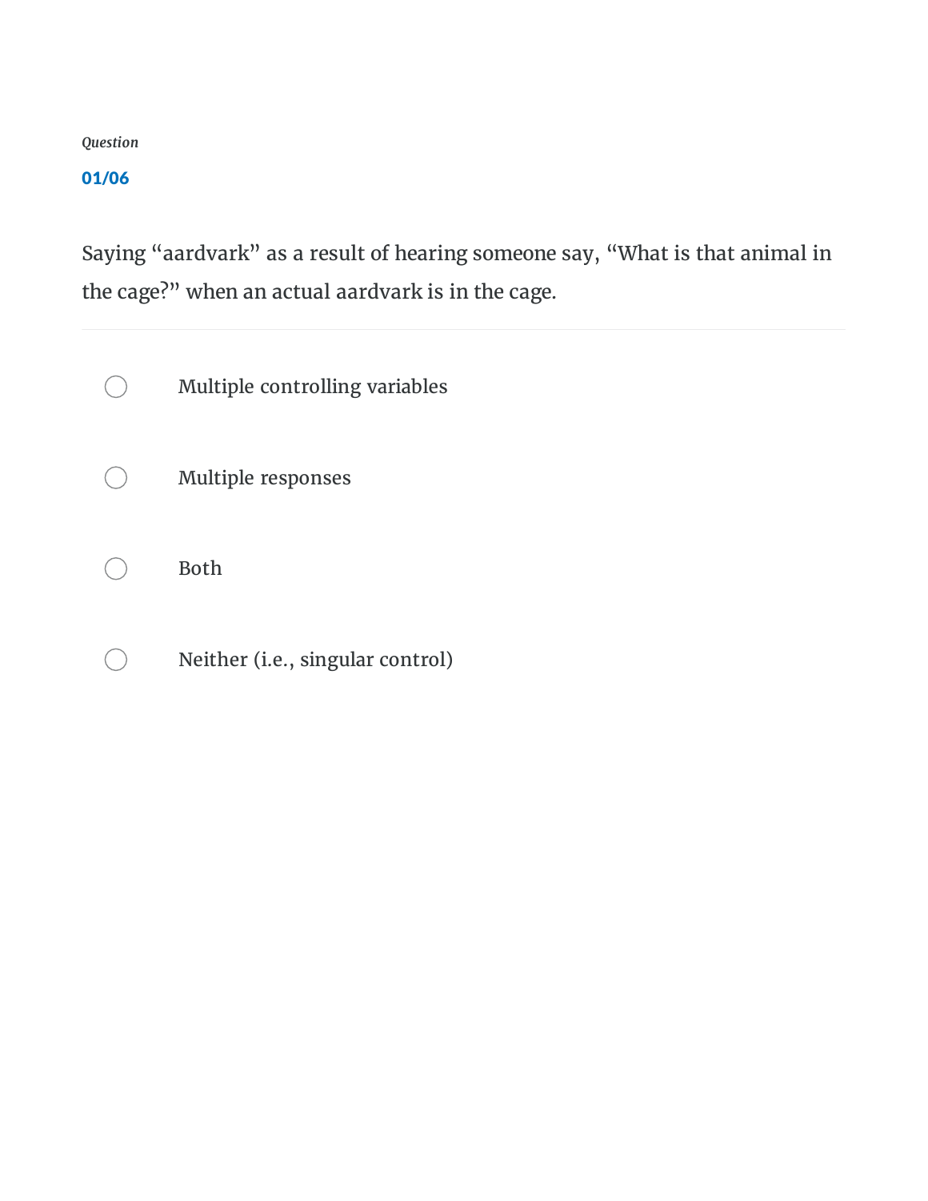*Question*

**01/06**

Saying “aardvark” as a result of hearing someone say, “What is that animal in the cage?” when an actual aardvark is in the cage.

- Multiple controlling variables
- Multiple responses
- Both
- Neither (i.e., singular control)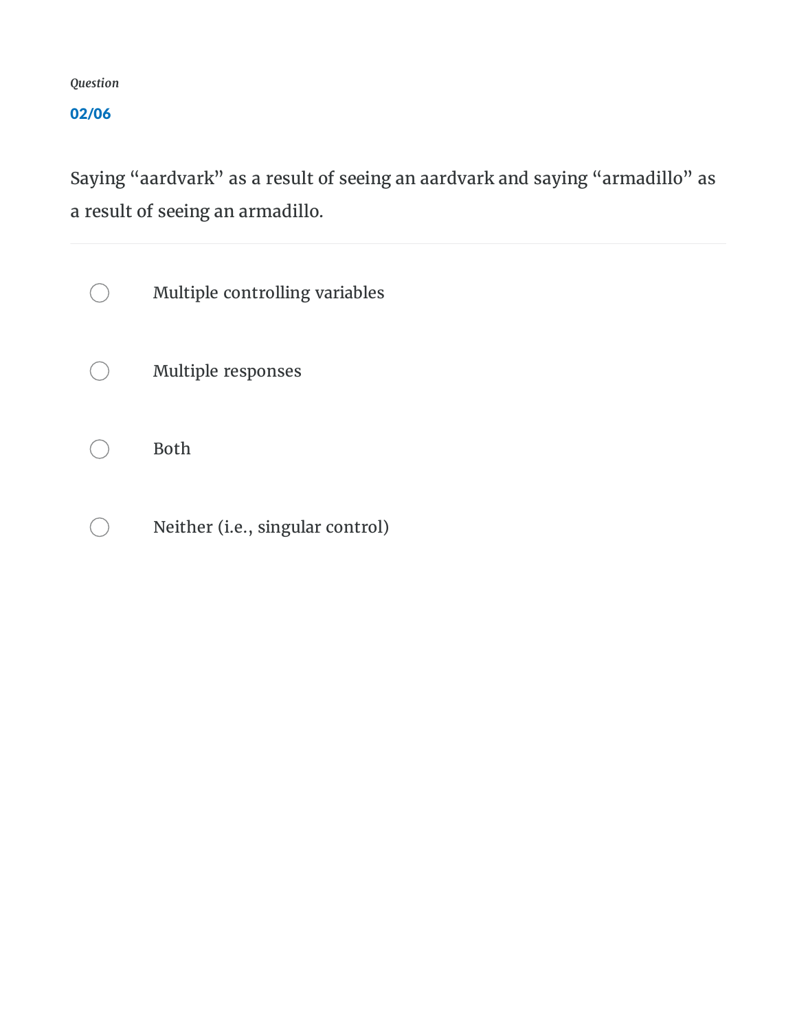*Question*

**02/06**

Saying “aardvark” as a result of seeing an aardvark and saying “armadillo” as a result of seeing an armadillo.

- Multiple controlling variables
- Multiple responses
- Both
- Neither (i.e., singular control)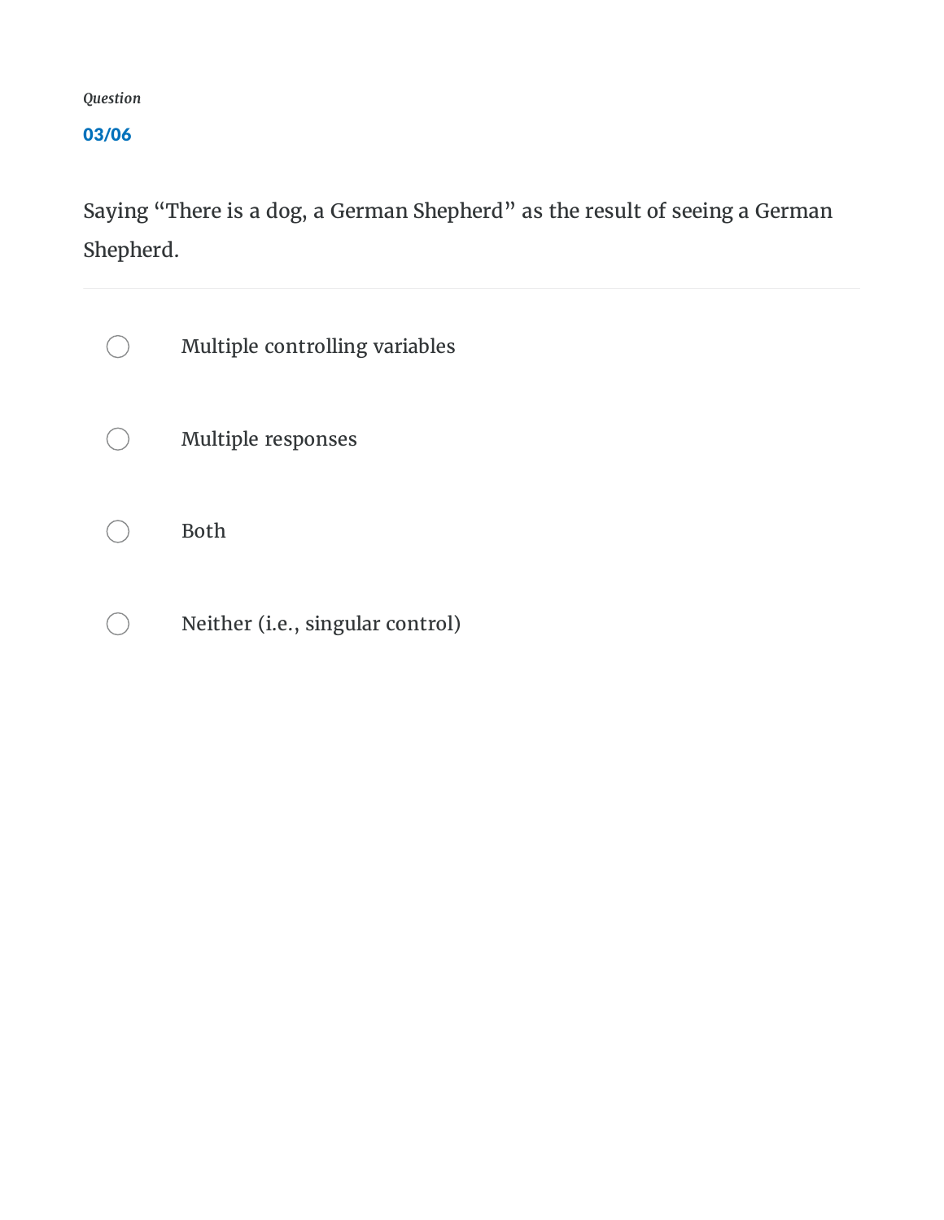*Question*

**03/06**

Saying “There is a dog, a German Shepherd” as the result of seeing a German Shepherd.

- ◯ Multiple controlling variables
- ◯ Multiple responses
- ◯ Both
- ◯ Neither (i.e., singular control)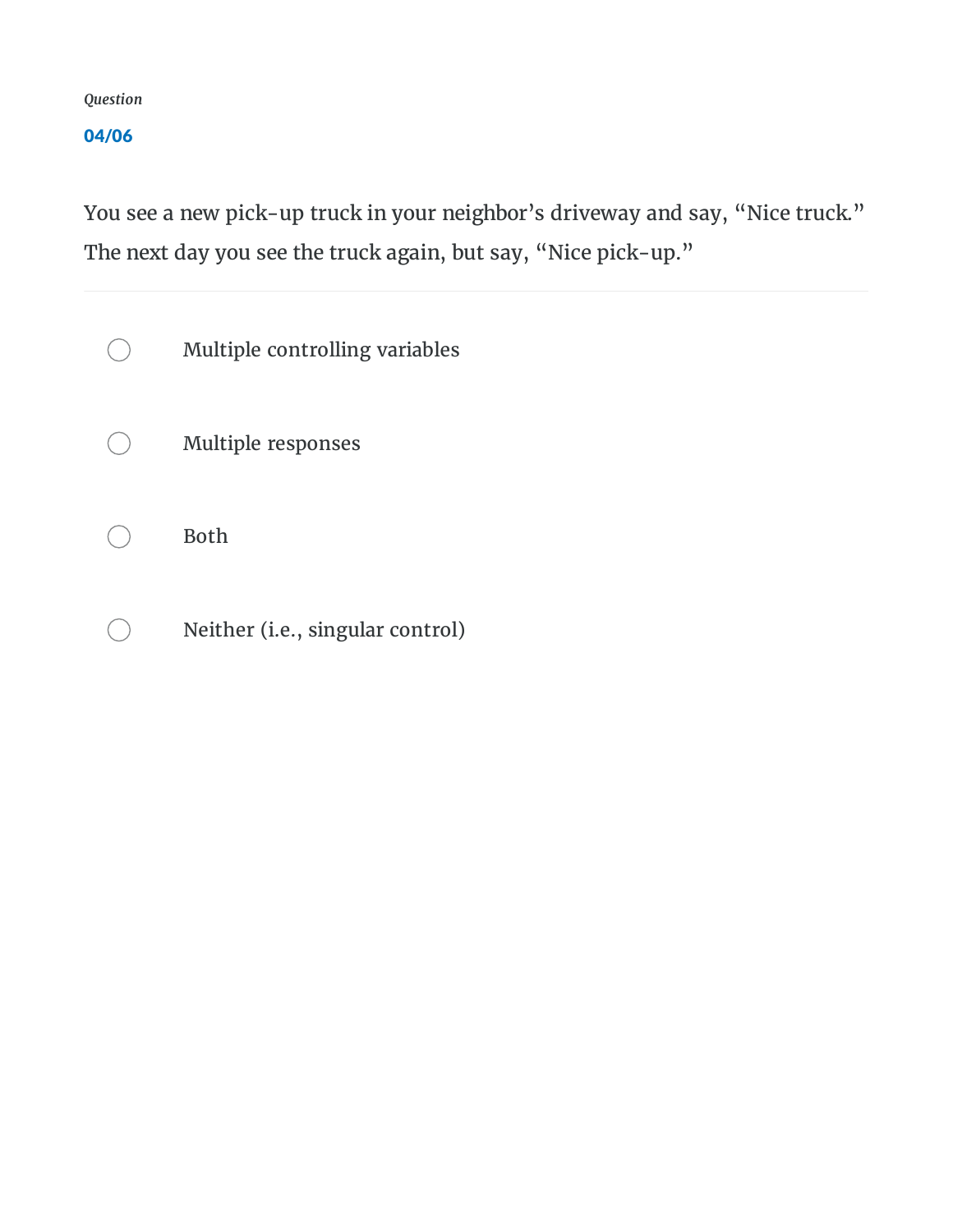*Question*

**04/06**

You see a new pick-up truck in your neighbor's driveway and say, "Nice truck." The next day you see the truck again, but say, "Nice pick-up."

---

- ○ Multiple controlling variables
- ○ Multiple responses
- ○ Both
- ○ Neither (i.e., singular control)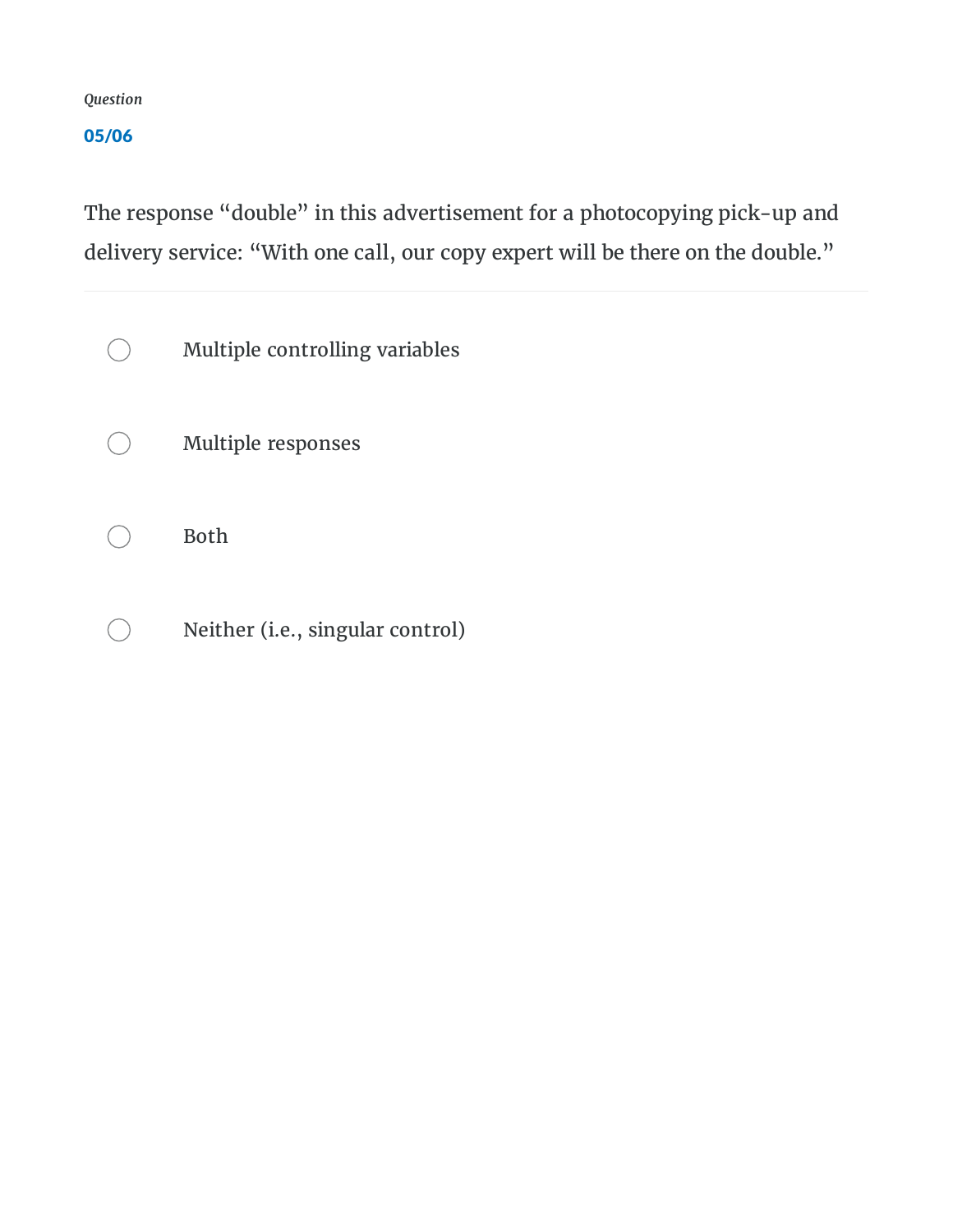*Question*

**05/06**

The response “double” in this advertisement for a photocopying pick-up and delivery service: “With one call, our copy expert will be there on the double.”

- Multiple controlling variables
- Multiple responses
- Both
- Neither (i.e., singular control)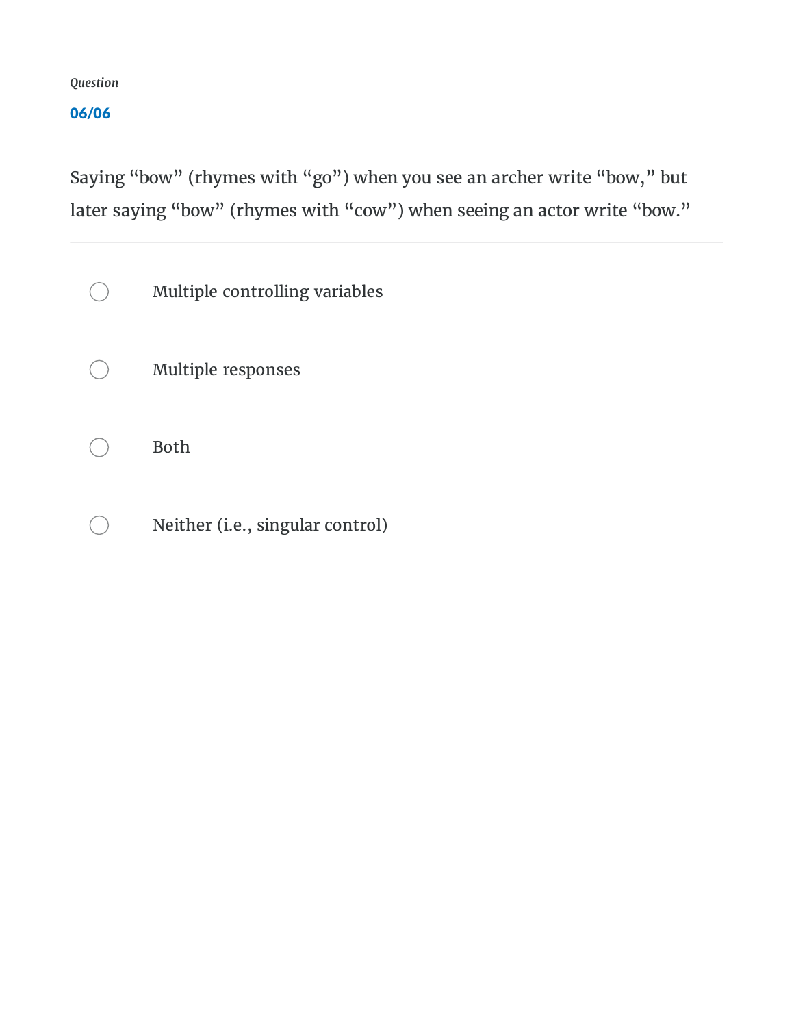*Question*

**06/06**

Saying “bow” (rhymes with “go”) when you see an archer write “bow,” but later saying “bow” (rhymes with “cow”) when seeing an actor write “bow.”

- ◯ Multiple controlling variables
- ◯ Multiple responses
- ◯ Both
- ◯ Neither (i.e., singular control)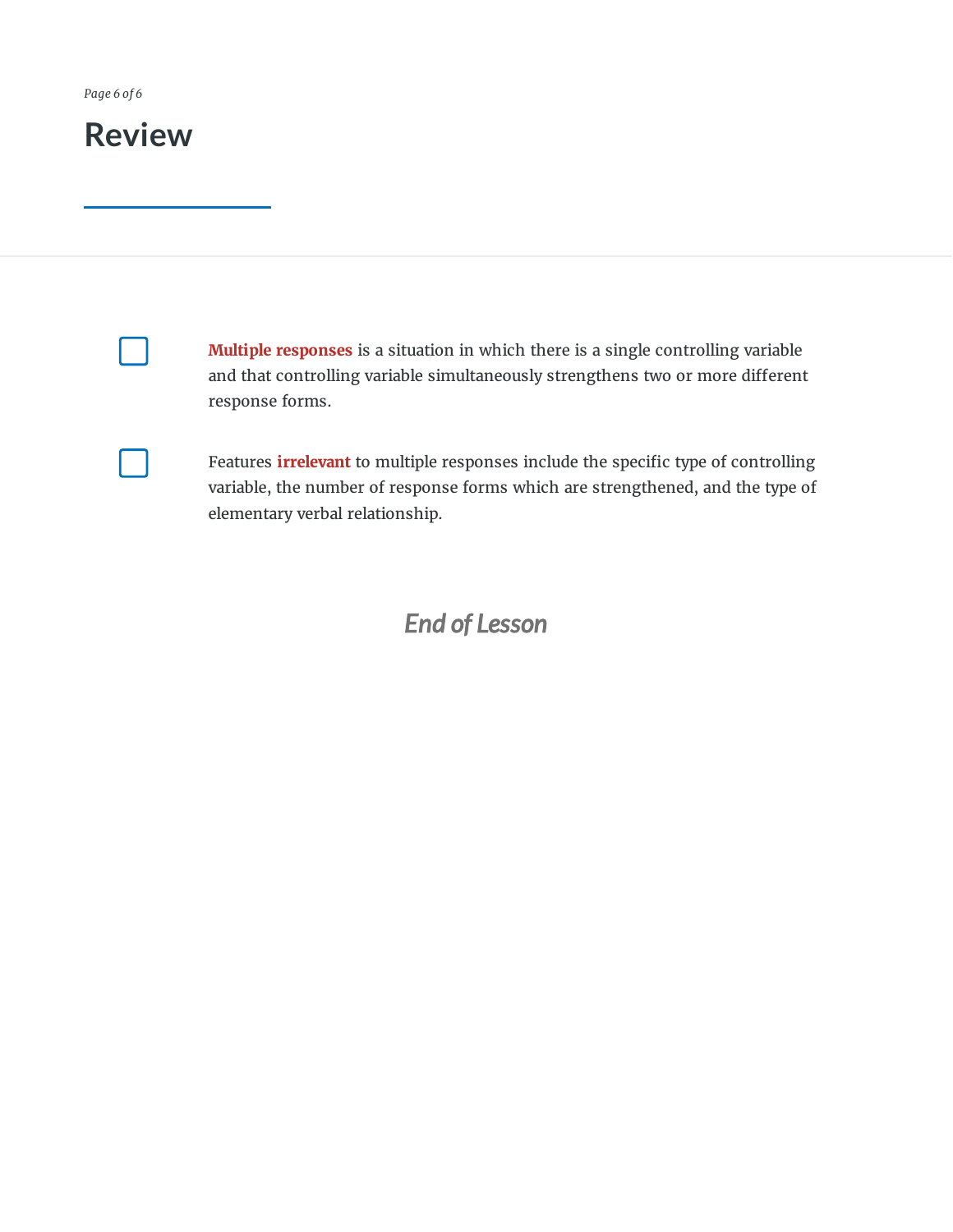## Review

- [ ] **Multiple responses** is a situation in which there is a single controlling variable and that controlling variable simultaneously strengthens two or more different response forms.

- [ ] Features **irrelevant** to multiple responses include the specific type of controlling variable, the number of response forms which are strengthened, and the type of elementary verbal relationship.

*End of Lesson*